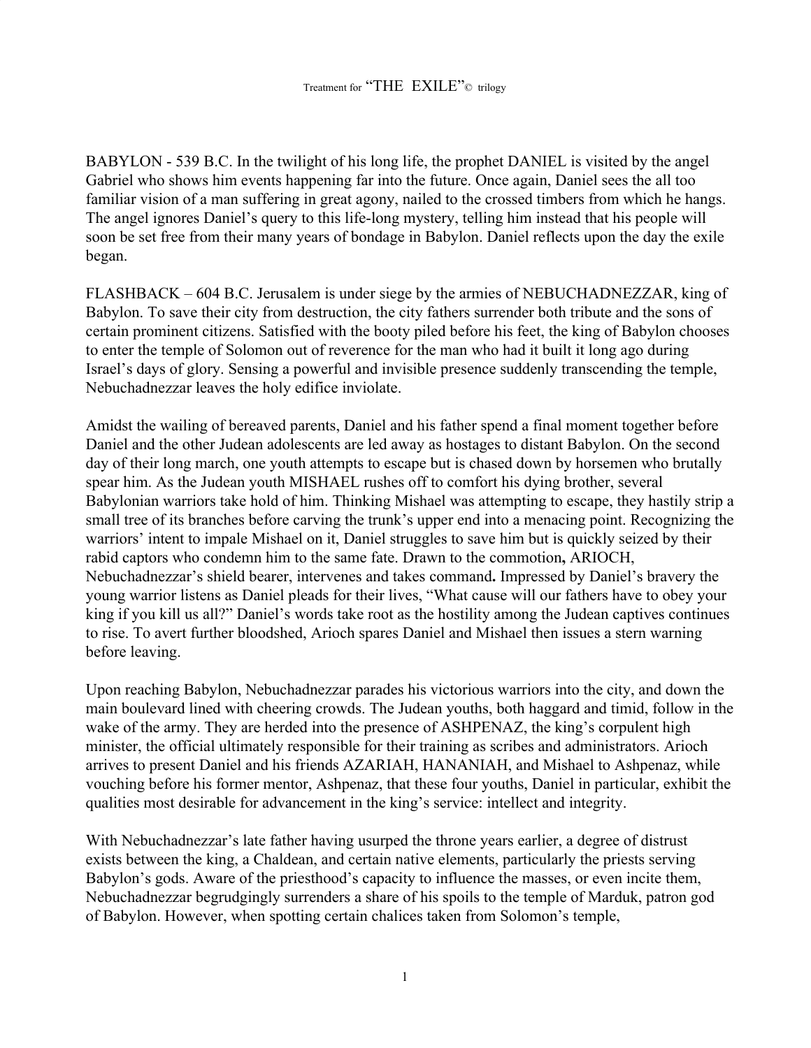Treatment for "THE EXILE"© trilogy

BABYLON - 539 B.C. In the twilight of his long life, the prophet DANIEL is visited by the angel Gabriel who shows him events happening far into the future. Once again, Daniel sees the all too familiar vision of a man suffering in great agony, nailed to the crossed timbers from which he hangs. The angel ignores Daniel's query to this life-long mystery, telling him instead that his people will soon be set free from their many years of bondage in Babylon. Daniel reflects upon the day the exile began.

FLASHBACK – 604 B.C. Jerusalem is under siege by the armies of NEBUCHADNEZZAR, king of Babylon. To save their city from destruction, the city fathers surrender both tribute and the sons of certain prominent citizens. Satisfied with the booty piled before his feet, the king of Babylon chooses to enter the temple of Solomon out of reverence for the man who had it built it long ago during Israel's days of glory. Sensing a powerful and invisible presence suddenly transcending the temple, Nebuchadnezzar leaves the holy edifice inviolate.

Amidst the wailing of bereaved parents, Daniel and his father spend a final moment together before Daniel and the other Judean adolescents are led away as hostages to distant Babylon. On the second day of their long march, one youth attempts to escape but is chased down by horsemen who brutally spear him. As the Judean youth MISHAEL rushes off to comfort his dying brother, several Babylonian warriors take hold of him. Thinking Mishael was attempting to escape, they hastily strip a small tree of its branches before carving the trunk's upper end into a menacing point. Recognizing the warriors' intent to impale Mishael on it, Daniel struggles to save him but is quickly seized by their rabid captors who condemn him to the same fate. Drawn to the commotion**,** ARIOCH, Nebuchadnezzar's shield bearer, intervenes and takes command**.** Impressed by Daniel's bravery the young warrior listens as Daniel pleads for their lives, "What cause will our fathers have to obey your king if you kill us all?" Daniel's words take root as the hostility among the Judean captives continues to rise. To avert further bloodshed, Arioch spares Daniel and Mishael then issues a stern warning before leaving.

Upon reaching Babylon, Nebuchadnezzar parades his victorious warriors into the city, and down the main boulevard lined with cheering crowds. The Judean youths, both haggard and timid, follow in the wake of the army. They are herded into the presence of ASHPENAZ, the king's corpulent high minister, the official ultimately responsible for their training as scribes and administrators. Arioch arrives to present Daniel and his friends AZARIAH, HANANIAH, and Mishael to Ashpenaz, while vouching before his former mentor, Ashpenaz, that these four youths, Daniel in particular, exhibit the qualities most desirable for advancement in the king's service: intellect and integrity.

With Nebuchadnezzar's late father having usurped the throne years earlier, a degree of distrust exists between the king, a Chaldean, and certain native elements, particularly the priests serving Babylon's gods. Aware of the priesthood's capacity to influence the masses, or even incite them, Nebuchadnezzar begrudgingly surrenders a share of his spoils to the temple of Marduk, patron god of Babylon. However, when spotting certain chalices taken from Solomon's temple,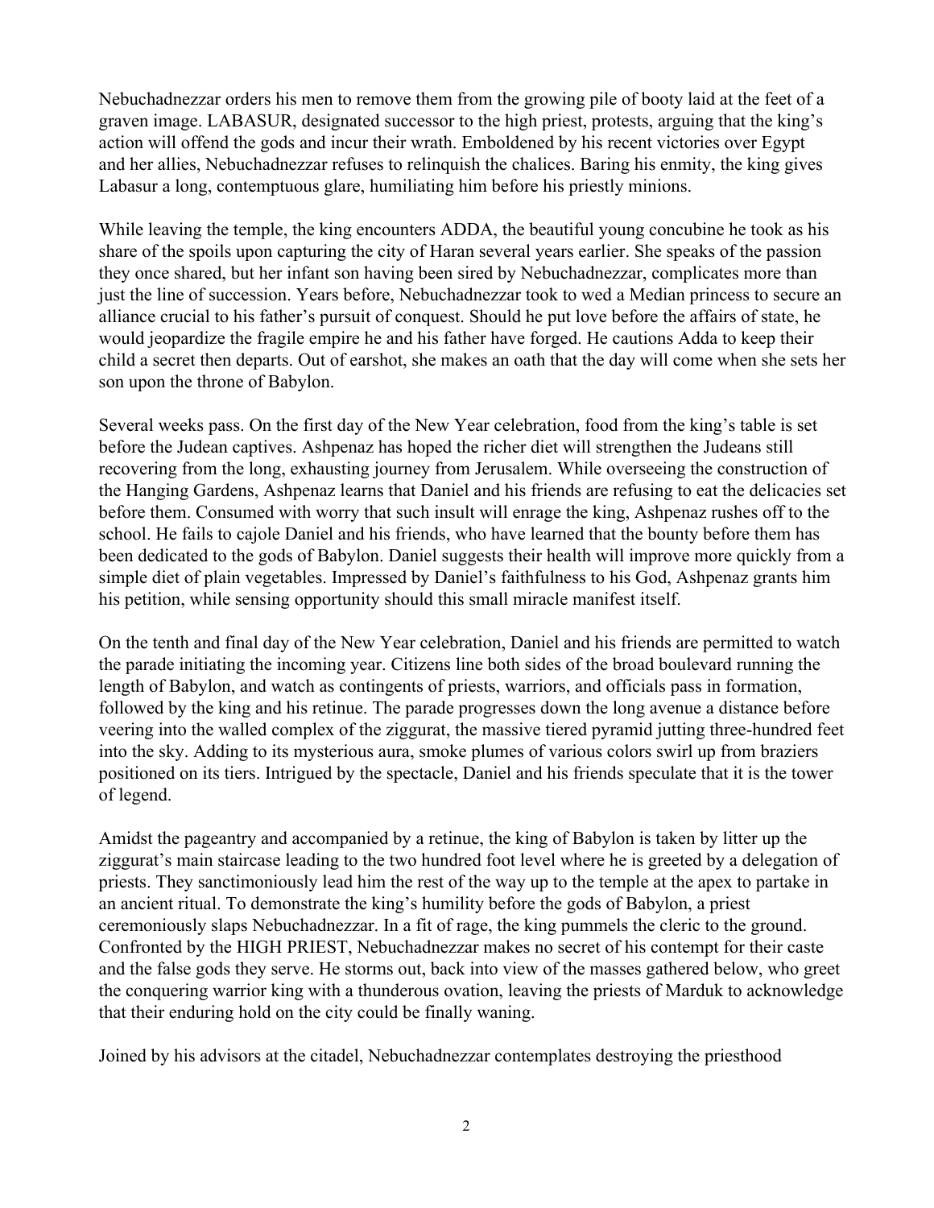Nebuchadnezzar orders his men to remove them from the growing pile of booty laid at the feet of a graven image. LABASUR, designated successor to the high priest, protests, arguing that the king's action will offend the gods and incur their wrath. Emboldened by his recent victories over Egypt and her allies, Nebuchadnezzar refuses to relinquish the chalices. Baring his enmity, the king gives Labasur a long, contemptuous glare, humiliating him before his priestly minions.

While leaving the temple, the king encounters ADDA, the beautiful young concubine he took as his share of the spoils upon capturing the city of Haran several years earlier. She speaks of the passion they once shared, but her infant son having been sired by Nebuchadnezzar, complicates more than just the line of succession. Years before, Nebuchadnezzar took to wed a Median princess to secure an alliance crucial to his father's pursuit of conquest. Should he put love before the affairs of state, he would jeopardize the fragile empire he and his father have forged. He cautions Adda to keep their child a secret then departs. Out of earshot, she makes an oath that the day will come when she sets her son upon the throne of Babylon.

Several weeks pass. On the first day of the New Year celebration, food from the king's table is set before the Judean captives. Ashpenaz has hoped the richer diet will strengthen the Judeans still recovering from the long, exhausting journey from Jerusalem. While overseeing the construction of the Hanging Gardens, Ashpenaz learns that Daniel and his friends are refusing to eat the delicacies set before them. Consumed with worry that such insult will enrage the king, Ashpenaz rushes off to the school. He fails to cajole Daniel and his friends, who have learned that the bounty before them has been dedicated to the gods of Babylon. Daniel suggests their health will improve more quickly from a simple diet of plain vegetables. Impressed by Daniel's faithfulness to his God, Ashpenaz grants him his petition, while sensing opportunity should this small miracle manifest itself.

On the tenth and final day of the New Year celebration, Daniel and his friends are permitted to watch the parade initiating the incoming year. Citizens line both sides of the broad boulevard running the length of Babylon, and watch as contingents of priests, warriors, and officials pass in formation, followed by the king and his retinue. The parade progresses down the long avenue a distance before veering into the walled complex of the ziggurat, the massive tiered pyramid jutting three-hundred feet into the sky. Adding to its mysterious aura, smoke plumes of various colors swirl up from braziers positioned on its tiers. Intrigued by the spectacle, Daniel and his friends speculate that it is the tower of legend.

Amidst the pageantry and accompanied by a retinue, the king of Babylon is taken by litter up the ziggurat's main staircase leading to the two hundred foot level where he is greeted by a delegation of priests. They sanctimoniously lead him the rest of the way up to the temple at the apex to partake in an ancient ritual. To demonstrate the king's humility before the gods of Babylon, a priest ceremoniously slaps Nebuchadnezzar. In a fit of rage, the king pummels the cleric to the ground. Confronted by the HIGH PRIEST, Nebuchadnezzar makes no secret of his contempt for their caste and the false gods they serve. He storms out, back into view of the masses gathered below, who greet the conquering warrior king with a thunderous ovation, leaving the priests of Marduk to acknowledge that their enduring hold on the city could be finally waning.

Joined by his advisors at the citadel, Nebuchadnezzar contemplates destroying the priesthood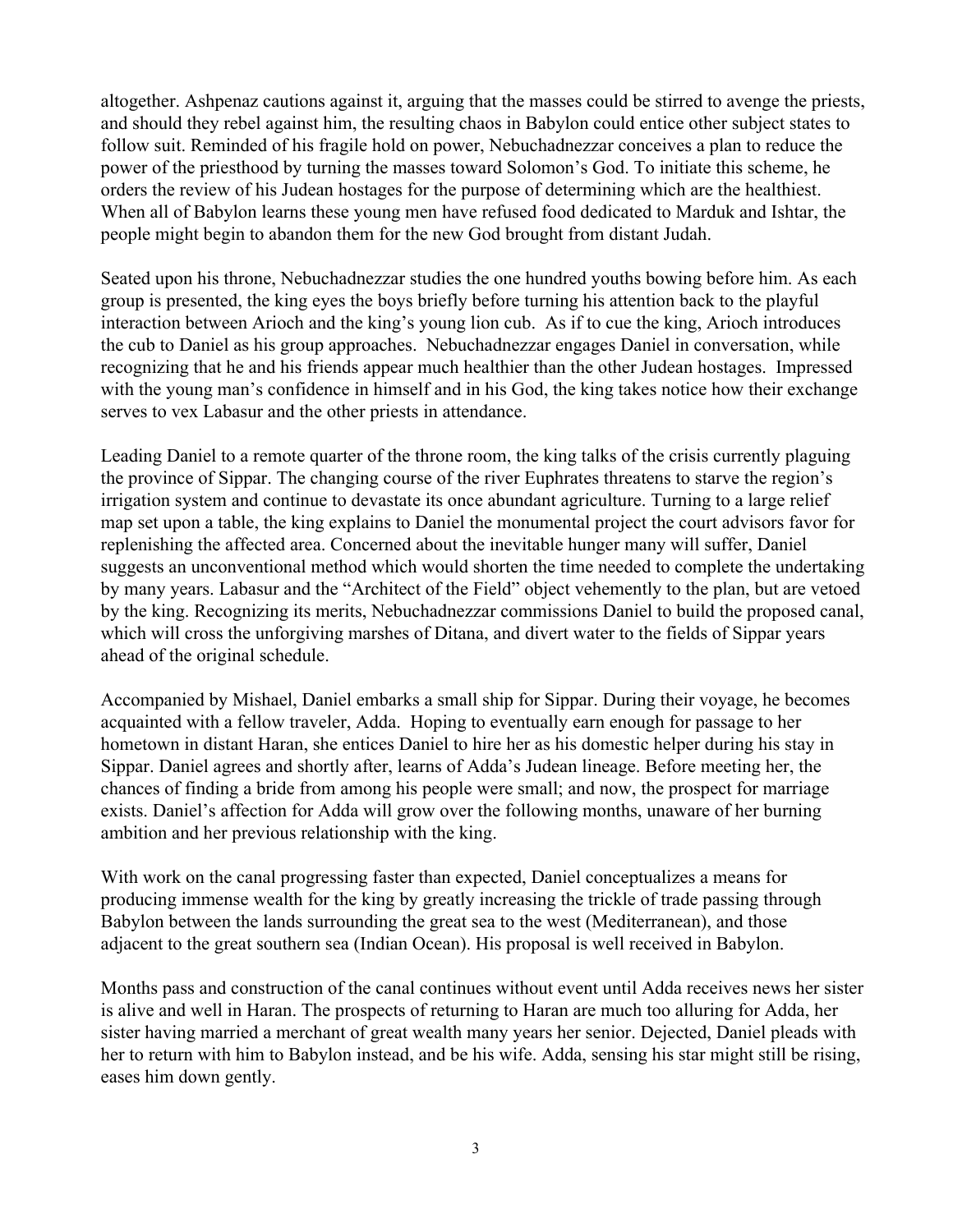altogether. Ashpenaz cautions against it, arguing that the masses could be stirred to avenge the priests, and should they rebel against him, the resulting chaos in Babylon could entice other subject states to follow suit. Reminded of his fragile hold on power, Nebuchadnezzar conceives a plan to reduce the power of the priesthood by turning the masses toward Solomon's God. To initiate this scheme, he orders the review of his Judean hostages for the purpose of determining which are the healthiest. When all of Babylon learns these young men have refused food dedicated to Marduk and Ishtar, the people might begin to abandon them for the new God brought from distant Judah.

Seated upon his throne, Nebuchadnezzar studies the one hundred youths bowing before him. As each group is presented, the king eyes the boys briefly before turning his attention back to the playful interaction between Arioch and the king's young lion cub. As if to cue the king, Arioch introduces the cub to Daniel as his group approaches. Nebuchadnezzar engages Daniel in conversation, while recognizing that he and his friends appear much healthier than the other Judean hostages. Impressed with the young man's confidence in himself and in his God, the king takes notice how their exchange serves to vex Labasur and the other priests in attendance.

Leading Daniel to a remote quarter of the throne room, the king talks of the crisis currently plaguing the province of Sippar. The changing course of the river Euphrates threatens to starve the region's irrigation system and continue to devastate its once abundant agriculture. Turning to a large relief map set upon a table, the king explains to Daniel the monumental project the court advisors favor for replenishing the affected area. Concerned about the inevitable hunger many will suffer, Daniel suggests an unconventional method which would shorten the time needed to complete the undertaking by many years. Labasur and the "Architect of the Field" object vehemently to the plan, but are vetoed by the king. Recognizing its merits, Nebuchadnezzar commissions Daniel to build the proposed canal, which will cross the unforgiving marshes of Ditana, and divert water to the fields of Sippar years ahead of the original schedule.

Accompanied by Mishael, Daniel embarks a small ship for Sippar. During their voyage, he becomes acquainted with a fellow traveler, Adda. Hoping to eventually earn enough for passage to her hometown in distant Haran, she entices Daniel to hire her as his domestic helper during his stay in Sippar. Daniel agrees and shortly after, learns of Adda's Judean lineage. Before meeting her, the chances of finding a bride from among his people were small; and now, the prospect for marriage exists. Daniel's affection for Adda will grow over the following months, unaware of her burning ambition and her previous relationship with the king.

With work on the canal progressing faster than expected, Daniel conceptualizes a means for producing immense wealth for the king by greatly increasing the trickle of trade passing through Babylon between the lands surrounding the great sea to the west (Mediterranean), and those adjacent to the great southern sea (Indian Ocean). His proposal is well received in Babylon.

Months pass and construction of the canal continues without event until Adda receives news her sister is alive and well in Haran. The prospects of returning to Haran are much too alluring for Adda, her sister having married a merchant of great wealth many years her senior. Dejected, Daniel pleads with her to return with him to Babylon instead, and be his wife. Adda, sensing his star might still be rising, eases him down gently.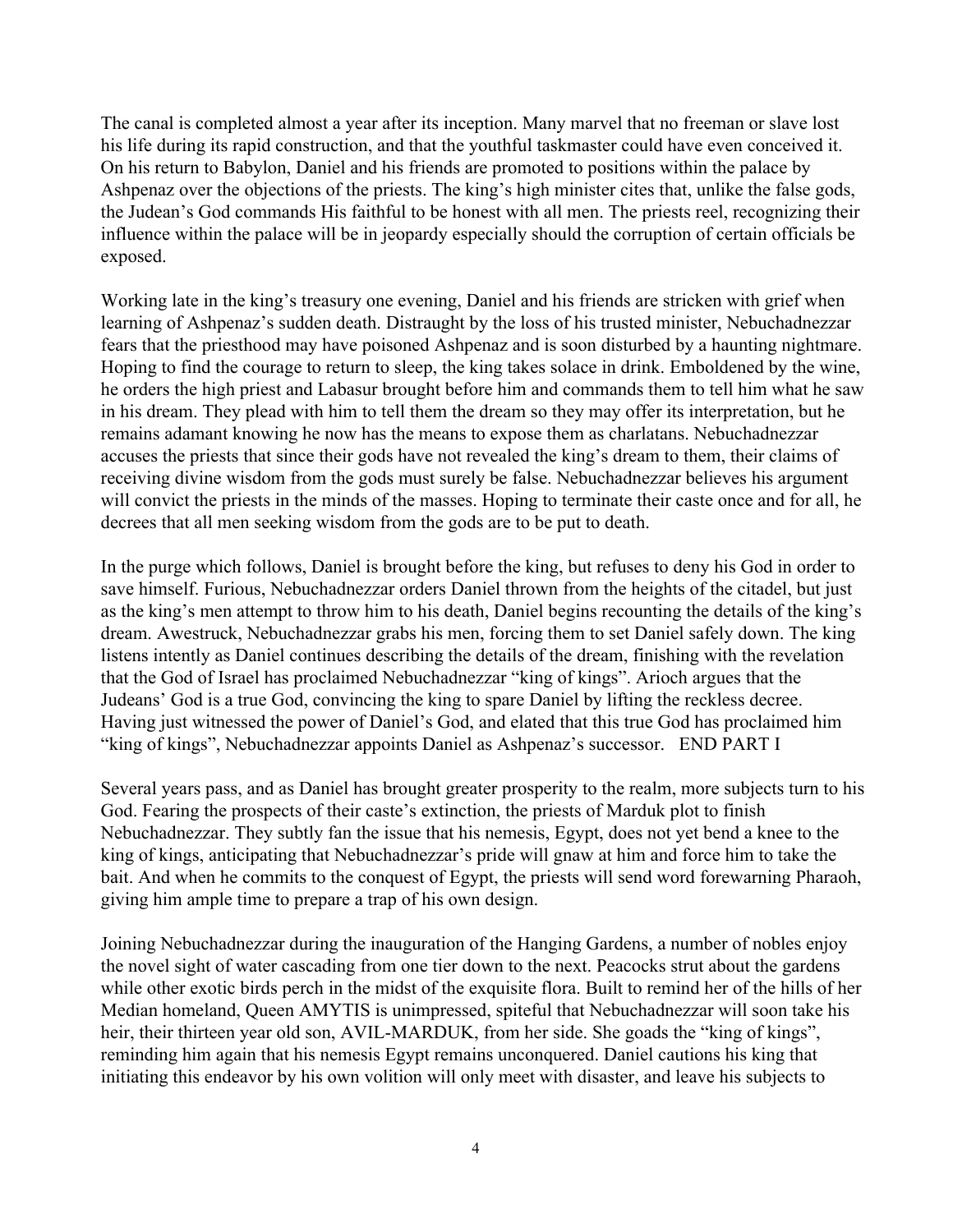The canal is completed almost a year after its inception. Many marvel that no freeman or slave lost his life during its rapid construction, and that the youthful taskmaster could have even conceived it. On his return to Babylon, Daniel and his friends are promoted to positions within the palace by Ashpenaz over the objections of the priests. The king's high minister cites that, unlike the false gods, the Judean's God commands His faithful to be honest with all men. The priests reel, recognizing their influence within the palace will be in jeopardy especially should the corruption of certain officials be exposed.

Working late in the king's treasury one evening, Daniel and his friends are stricken with grief when learning of Ashpenaz's sudden death. Distraught by the loss of his trusted minister, Nebuchadnezzar fears that the priesthood may have poisoned Ashpenaz and is soon disturbed by a haunting nightmare. Hoping to find the courage to return to sleep, the king takes solace in drink. Emboldened by the wine, he orders the high priest and Labasur brought before him and commands them to tell him what he saw in his dream. They plead with him to tell them the dream so they may offer its interpretation, but he remains adamant knowing he now has the means to expose them as charlatans. Nebuchadnezzar accuses the priests that since their gods have not revealed the king's dream to them, their claims of receiving divine wisdom from the gods must surely be false. Nebuchadnezzar believes his argument will convict the priests in the minds of the masses. Hoping to terminate their caste once and for all, he decrees that all men seeking wisdom from the gods are to be put to death.

In the purge which follows, Daniel is brought before the king, but refuses to deny his God in order to save himself. Furious, Nebuchadnezzar orders Daniel thrown from the heights of the citadel, but just as the king's men attempt to throw him to his death, Daniel begins recounting the details of the king's dream. Awestruck, Nebuchadnezzar grabs his men, forcing them to set Daniel safely down. The king listens intently as Daniel continues describing the details of the dream, finishing with the revelation that the God of Israel has proclaimed Nebuchadnezzar "king of kings". Arioch argues that the Judeans' God is a true God, convincing the king to spare Daniel by lifting the reckless decree. Having just witnessed the power of Daniel's God, and elated that this true God has proclaimed him "king of kings", Nebuchadnezzar appoints Daniel as Ashpenaz's successor. END PART I

Several years pass, and as Daniel has brought greater prosperity to the realm, more subjects turn to his God. Fearing the prospects of their caste's extinction, the priests of Marduk plot to finish Nebuchadnezzar. They subtly fan the issue that his nemesis, Egypt, does not yet bend a knee to the king of kings, anticipating that Nebuchadnezzar's pride will gnaw at him and force him to take the bait. And when he commits to the conquest of Egypt, the priests will send word forewarning Pharaoh, giving him ample time to prepare a trap of his own design.

Joining Nebuchadnezzar during the inauguration of the Hanging Gardens, a number of nobles enjoy the novel sight of water cascading from one tier down to the next. Peacocks strut about the gardens while other exotic birds perch in the midst of the exquisite flora. Built to remind her of the hills of her Median homeland, Queen AMYTIS is unimpressed, spiteful that Nebuchadnezzar will soon take his heir, their thirteen year old son, AVIL-MARDUK, from her side. She goads the "king of kings", reminding him again that his nemesis Egypt remains unconquered. Daniel cautions his king that initiating this endeavor by his own volition will only meet with disaster, and leave his subjects to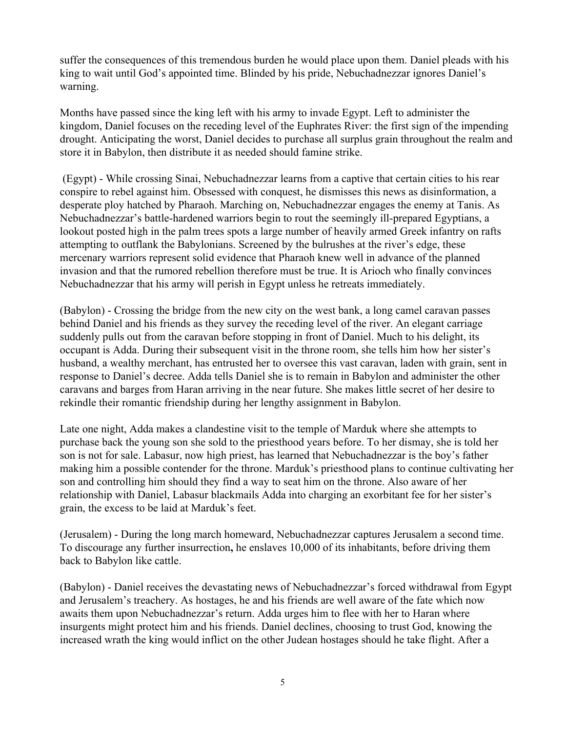suffer the consequences of this tremendous burden he would place upon them. Daniel pleads with his king to wait until God's appointed time. Blinded by his pride, Nebuchadnezzar ignores Daniel's warning.

Months have passed since the king left with his army to invade Egypt. Left to administer the kingdom, Daniel focuses on the receding level of the Euphrates River: the first sign of the impending drought. Anticipating the worst, Daniel decides to purchase all surplus grain throughout the realm and store it in Babylon, then distribute it as needed should famine strike.

(Egypt) - While crossing Sinai, Nebuchadnezzar learns from a captive that certain cities to his rear conspire to rebel against him. Obsessed with conquest, he dismisses this news as disinformation, a desperate ploy hatched by Pharaoh. Marching on, Nebuchadnezzar engages the enemy at Tanis. As Nebuchadnezzar's battle-hardened warriors begin to rout the seemingly ill-prepared Egyptians, a lookout posted high in the palm trees spots a large number of heavily armed Greek infantry on rafts attempting to outflank the Babylonians. Screened by the bulrushes at the river's edge, these mercenary warriors represent solid evidence that Pharaoh knew well in advance of the planned invasion and that the rumored rebellion therefore must be true. It is Arioch who finally convinces Nebuchadnezzar that his army will perish in Egypt unless he retreats immediately.

(Babylon) - Crossing the bridge from the new city on the west bank, a long camel caravan passes behind Daniel and his friends as they survey the receding level of the river. An elegant carriage suddenly pulls out from the caravan before stopping in front of Daniel. Much to his delight, its occupant is Adda. During their subsequent visit in the throne room, she tells him how her sister's husband, a wealthy merchant, has entrusted her to oversee this vast caravan, laden with grain, sent in response to Daniel's decree. Adda tells Daniel she is to remain in Babylon and administer the other caravans and barges from Haran arriving in the near future. She makes little secret of her desire to rekindle their romantic friendship during her lengthy assignment in Babylon.

Late one night, Adda makes a clandestine visit to the temple of Marduk where she attempts to purchase back the young son she sold to the priesthood years before. To her dismay, she is told her son is not for sale. Labasur, now high priest, has learned that Nebuchadnezzar is the boy's father making him a possible contender for the throne. Marduk's priesthood plans to continue cultivating her son and controlling him should they find a way to seat him on the throne. Also aware of her relationship with Daniel, Labasur blackmails Adda into charging an exorbitant fee for her sister's grain, the excess to be laid at Marduk's feet.

(Jerusalem) - During the long march homeward, Nebuchadnezzar captures Jerusalem a second time. To discourage any further insurrection**,** he enslaves 10,000 of its inhabitants, before driving them back to Babylon like cattle.

(Babylon) - Daniel receives the devastating news of Nebuchadnezzar's forced withdrawal from Egypt and Jerusalem's treachery. As hostages, he and his friends are well aware of the fate which now awaits them upon Nebuchadnezzar's return. Adda urges him to flee with her to Haran where insurgents might protect him and his friends. Daniel declines, choosing to trust God, knowing the increased wrath the king would inflict on the other Judean hostages should he take flight. After a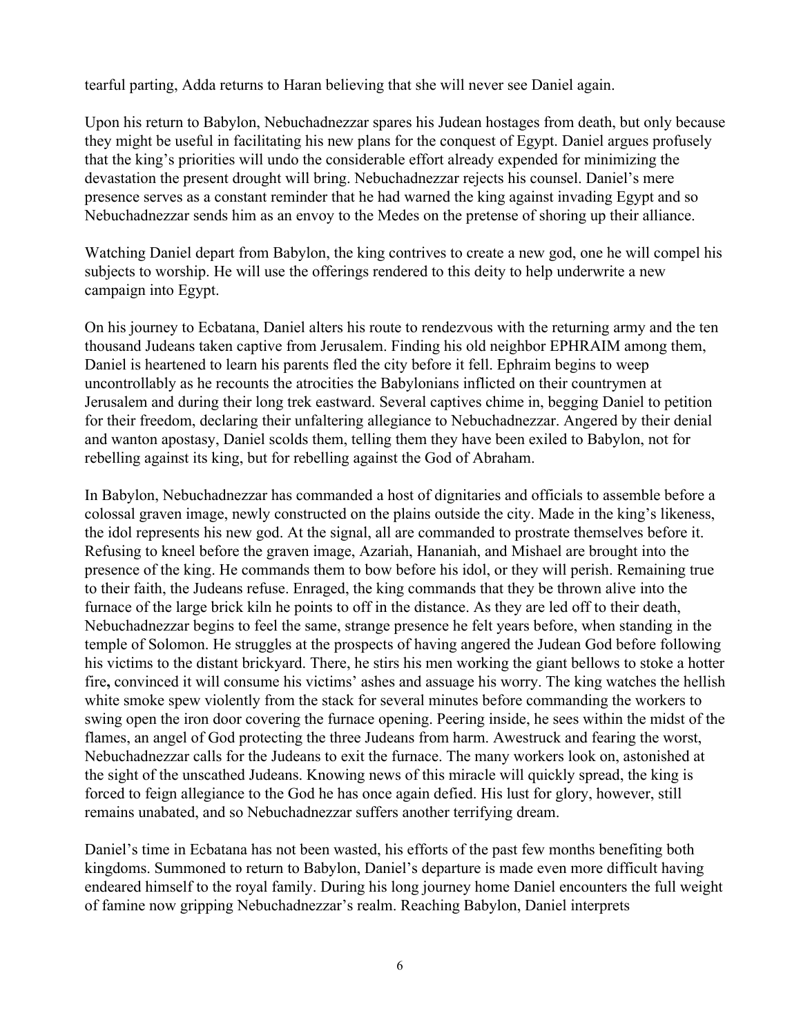tearful parting, Adda returns to Haran believing that she will never see Daniel again.

Upon his return to Babylon, Nebuchadnezzar spares his Judean hostages from death, but only because they might be useful in facilitating his new plans for the conquest of Egypt. Daniel argues profusely that the king's priorities will undo the considerable effort already expended for minimizing the devastation the present drought will bring. Nebuchadnezzar rejects his counsel. Daniel's mere presence serves as a constant reminder that he had warned the king against invading Egypt and so Nebuchadnezzar sends him as an envoy to the Medes on the pretense of shoring up their alliance.

Watching Daniel depart from Babylon, the king contrives to create a new god, one he will compel his subjects to worship. He will use the offerings rendered to this deity to help underwrite a new campaign into Egypt.

On his journey to Ecbatana, Daniel alters his route to rendezvous with the returning army and the ten thousand Judeans taken captive from Jerusalem. Finding his old neighbor EPHRAIM among them, Daniel is heartened to learn his parents fled the city before it fell. Ephraim begins to weep uncontrollably as he recounts the atrocities the Babylonians inflicted on their countrymen at Jerusalem and during their long trek eastward. Several captives chime in, begging Daniel to petition for their freedom, declaring their unfaltering allegiance to Nebuchadnezzar. Angered by their denial and wanton apostasy, Daniel scolds them, telling them they have been exiled to Babylon, not for rebelling against its king, but for rebelling against the God of Abraham.

In Babylon, Nebuchadnezzar has commanded a host of dignitaries and officials to assemble before a colossal graven image, newly constructed on the plains outside the city. Made in the king's likeness, the idol represents his new god. At the signal, all are commanded to prostrate themselves before it. Refusing to kneel before the graven image, Azariah, Hananiah, and Mishael are brought into the presence of the king. He commands them to bow before his idol, or they will perish. Remaining true to their faith, the Judeans refuse. Enraged, the king commands that they be thrown alive into the furnace of the large brick kiln he points to off in the distance. As they are led off to their death, Nebuchadnezzar begins to feel the same, strange presence he felt years before, when standing in the temple of Solomon. He struggles at the prospects of having angered the Judean God before following his victims to the distant brickyard. There, he stirs his men working the giant bellows to stoke a hotter fire**,** convinced it will consume his victims' ashes and assuage his worry. The king watches the hellish white smoke spew violently from the stack for several minutes before commanding the workers to swing open the iron door covering the furnace opening. Peering inside, he sees within the midst of the flames, an angel of God protecting the three Judeans from harm. Awestruck and fearing the worst, Nebuchadnezzar calls for the Judeans to exit the furnace. The many workers look on, astonished at the sight of the unscathed Judeans. Knowing news of this miracle will quickly spread, the king is forced to feign allegiance to the God he has once again defied. His lust for glory, however, still remains unabated, and so Nebuchadnezzar suffers another terrifying dream.

Daniel's time in Ecbatana has not been wasted, his efforts of the past few months benefiting both kingdoms. Summoned to return to Babylon, Daniel's departure is made even more difficult having endeared himself to the royal family. During his long journey home Daniel encounters the full weight of famine now gripping Nebuchadnezzar's realm. Reaching Babylon, Daniel interprets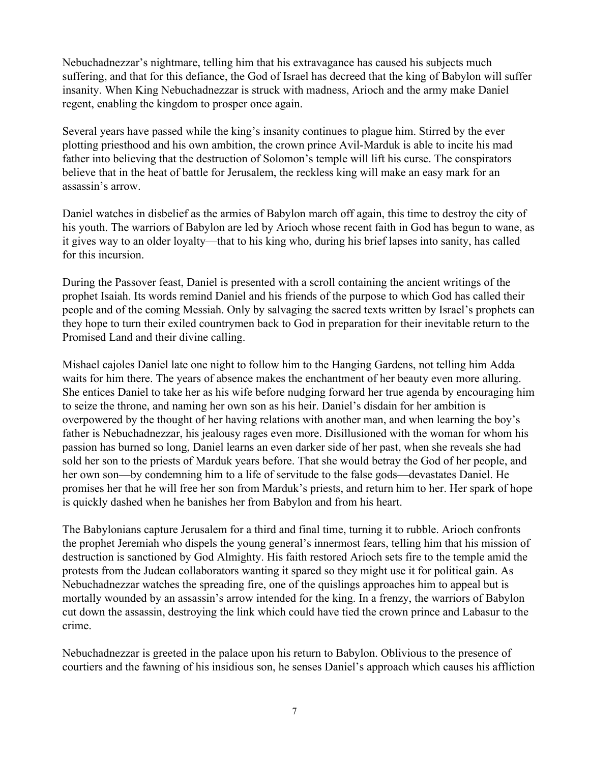Nebuchadnezzar's nightmare, telling him that his extravagance has caused his subjects much suffering, and that for this defiance, the God of Israel has decreed that the king of Babylon will suffer insanity. When King Nebuchadnezzar is struck with madness, Arioch and the army make Daniel regent, enabling the kingdom to prosper once again.

Several years have passed while the king's insanity continues to plague him. Stirred by the ever plotting priesthood and his own ambition, the crown prince Avil-Marduk is able to incite his mad father into believing that the destruction of Solomon's temple will lift his curse. The conspirators believe that in the heat of battle for Jerusalem, the reckless king will make an easy mark for an assassin's arrow.

Daniel watches in disbelief as the armies of Babylon march off again, this time to destroy the city of his youth. The warriors of Babylon are led by Arioch whose recent faith in God has begun to wane, as it gives way to an older loyalty—that to his king who, during his brief lapses into sanity, has called for this incursion.

During the Passover feast, Daniel is presented with a scroll containing the ancient writings of the prophet Isaiah. Its words remind Daniel and his friends of the purpose to which God has called their people and of the coming Messiah. Only by salvaging the sacred texts written by Israel's prophets can they hope to turn their exiled countrymen back to God in preparation for their inevitable return to the Promised Land and their divine calling.

Mishael cajoles Daniel late one night to follow him to the Hanging Gardens, not telling him Adda waits for him there. The years of absence makes the enchantment of her beauty even more alluring. She entices Daniel to take her as his wife before nudging forward her true agenda by encouraging him to seize the throne, and naming her own son as his heir. Daniel's disdain for her ambition is overpowered by the thought of her having relations with another man, and when learning the boy's father is Nebuchadnezzar, his jealousy rages even more. Disillusioned with the woman for whom his passion has burned so long, Daniel learns an even darker side of her past, when she reveals she had sold her son to the priests of Marduk years before. That she would betray the God of her people, and her own son—by condemning him to a life of servitude to the false gods—devastates Daniel. He promises her that he will free her son from Marduk's priests, and return him to her. Her spark of hope is quickly dashed when he banishes her from Babylon and from his heart.

The Babylonians capture Jerusalem for a third and final time, turning it to rubble. Arioch confronts the prophet Jeremiah who dispels the young general's innermost fears, telling him that his mission of destruction is sanctioned by God Almighty. His faith restored Arioch sets fire to the temple amid the protests from the Judean collaborators wanting it spared so they might use it for political gain. As Nebuchadnezzar watches the spreading fire, one of the quislings approaches him to appeal but is mortally wounded by an assassin's arrow intended for the king. In a frenzy, the warriors of Babylon cut down the assassin, destroying the link which could have tied the crown prince and Labasur to the crime.

Nebuchadnezzar is greeted in the palace upon his return to Babylon. Oblivious to the presence of courtiers and the fawning of his insidious son, he senses Daniel's approach which causes his affliction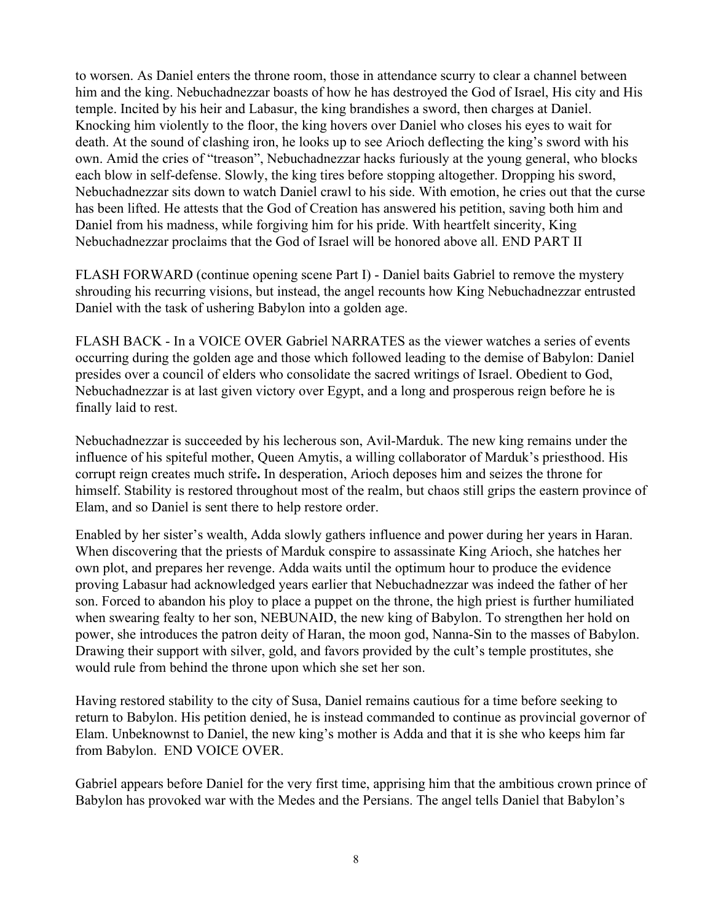to worsen. As Daniel enters the throne room, those in attendance scurry to clear a channel between him and the king. Nebuchadnezzar boasts of how he has destroyed the God of Israel, His city and His temple. Incited by his heir and Labasur, the king brandishes a sword, then charges at Daniel. Knocking him violently to the floor, the king hovers over Daniel who closes his eyes to wait for death. At the sound of clashing iron, he looks up to see Arioch deflecting the king's sword with his own. Amid the cries of "treason", Nebuchadnezzar hacks furiously at the young general, who blocks each blow in self-defense. Slowly, the king tires before stopping altogether. Dropping his sword, Nebuchadnezzar sits down to watch Daniel crawl to his side. With emotion, he cries out that the curse has been lifted. He attests that the God of Creation has answered his petition, saving both him and Daniel from his madness, while forgiving him for his pride. With heartfelt sincerity, King Nebuchadnezzar proclaims that the God of Israel will be honored above all. END PART II

FLASH FORWARD (continue opening scene Part I) - Daniel baits Gabriel to remove the mystery shrouding his recurring visions, but instead, the angel recounts how King Nebuchadnezzar entrusted Daniel with the task of ushering Babylon into a golden age.

FLASH BACK - In a VOICE OVER Gabriel NARRATES as the viewer watches a series of events occurring during the golden age and those which followed leading to the demise of Babylon: Daniel presides over a council of elders who consolidate the sacred writings of Israel. Obedient to God, Nebuchadnezzar is at last given victory over Egypt, and a long and prosperous reign before he is finally laid to rest.

Nebuchadnezzar is succeeded by his lecherous son, Avil-Marduk. The new king remains under the influence of his spiteful mother, Queen Amytis, a willing collaborator of Marduk's priesthood. His corrupt reign creates much strife**.** In desperation, Arioch deposes him and seizes the throne for himself. Stability is restored throughout most of the realm, but chaos still grips the eastern province of Elam, and so Daniel is sent there to help restore order.

Enabled by her sister's wealth, Adda slowly gathers influence and power during her years in Haran. When discovering that the priests of Marduk conspire to assassinate King Arioch, she hatches her own plot, and prepares her revenge. Adda waits until the optimum hour to produce the evidence proving Labasur had acknowledged years earlier that Nebuchadnezzar was indeed the father of her son. Forced to abandon his ploy to place a puppet on the throne, the high priest is further humiliated when swearing fealty to her son, NEBUNAID, the new king of Babylon. To strengthen her hold on power, she introduces the patron deity of Haran, the moon god, Nanna-Sin to the masses of Babylon. Drawing their support with silver, gold, and favors provided by the cult's temple prostitutes, she would rule from behind the throne upon which she set her son.

Having restored stability to the city of Susa, Daniel remains cautious for a time before seeking to return to Babylon. His petition denied, he is instead commanded to continue as provincial governor of Elam. Unbeknownst to Daniel, the new king's mother is Adda and that it is she who keeps him far from Babylon. END VOICE OVER.

Gabriel appears before Daniel for the very first time, apprising him that the ambitious crown prince of Babylon has provoked war with the Medes and the Persians. The angel tells Daniel that Babylon's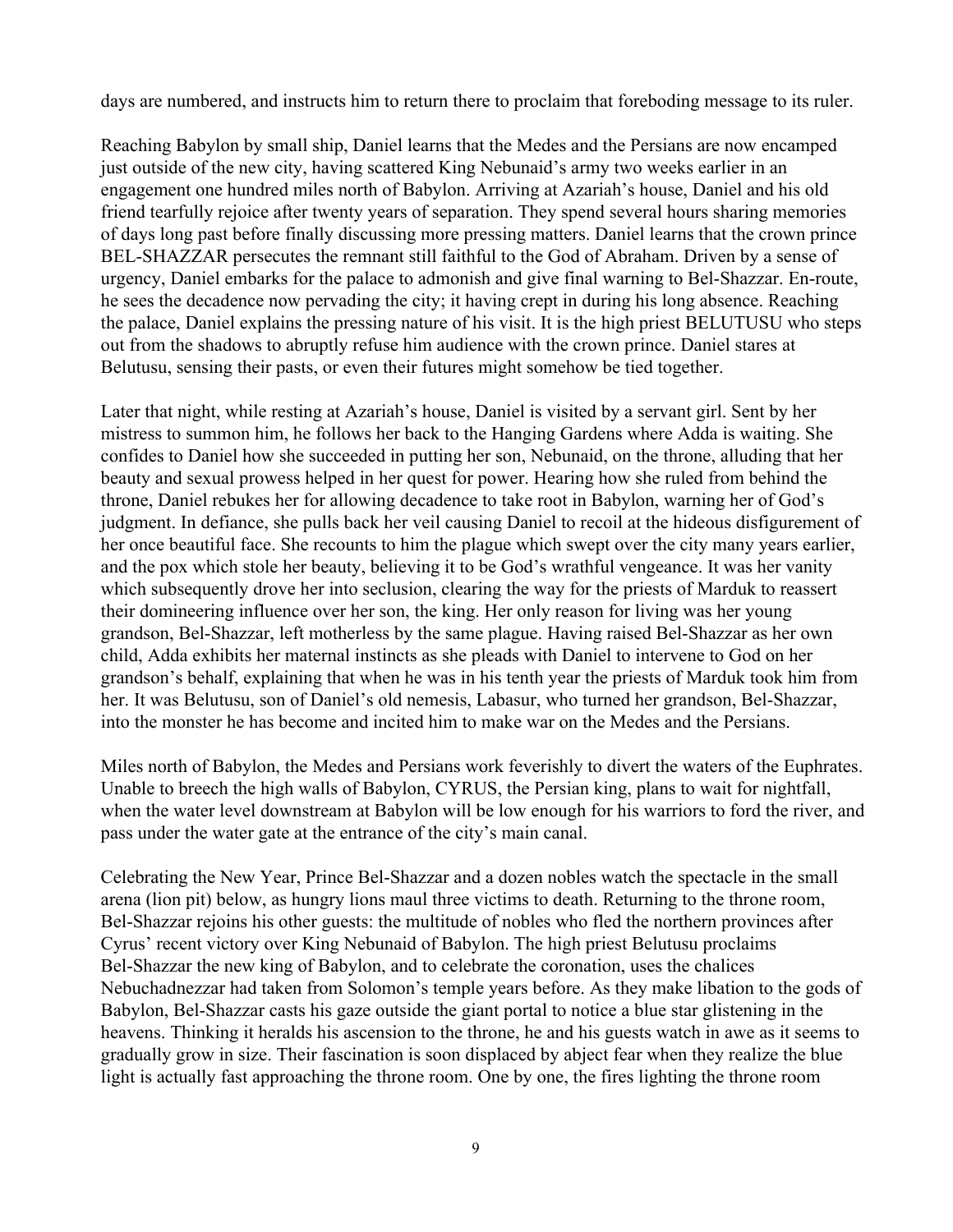days are numbered, and instructs him to return there to proclaim that foreboding message to its ruler.

Reaching Babylon by small ship, Daniel learns that the Medes and the Persians are now encamped just outside of the new city, having scattered King Nebunaid's army two weeks earlier in an engagement one hundred miles north of Babylon. Arriving at Azariah's house, Daniel and his old friend tearfully rejoice after twenty years of separation. They spend several hours sharing memories of days long past before finally discussing more pressing matters. Daniel learns that the crown prince BEL-SHAZZAR persecutes the remnant still faithful to the God of Abraham. Driven by a sense of urgency, Daniel embarks for the palace to admonish and give final warning to Bel-Shazzar. En-route, he sees the decadence now pervading the city; it having crept in during his long absence. Reaching the palace, Daniel explains the pressing nature of his visit. It is the high priest BELUTUSU who steps out from the shadows to abruptly refuse him audience with the crown prince. Daniel stares at Belutusu, sensing their pasts, or even their futures might somehow be tied together.

Later that night, while resting at Azariah's house, Daniel is visited by a servant girl. Sent by her mistress to summon him, he follows her back to the Hanging Gardens where Adda is waiting. She confides to Daniel how she succeeded in putting her son, Nebunaid, on the throne, alluding that her beauty and sexual prowess helped in her quest for power. Hearing how she ruled from behind the throne, Daniel rebukes her for allowing decadence to take root in Babylon, warning her of God's judgment. In defiance, she pulls back her veil causing Daniel to recoil at the hideous disfigurement of her once beautiful face. She recounts to him the plague which swept over the city many years earlier, and the pox which stole her beauty, believing it to be God's wrathful vengeance. It was her vanity which subsequently drove her into seclusion, clearing the way for the priests of Marduk to reassert their domineering influence over her son, the king. Her only reason for living was her young grandson, Bel-Shazzar, left motherless by the same plague. Having raised Bel-Shazzar as her own child, Adda exhibits her maternal instincts as she pleads with Daniel to intervene to God on her grandson's behalf, explaining that when he was in his tenth year the priests of Marduk took him from her. It was Belutusu, son of Daniel's old nemesis, Labasur, who turned her grandson, Bel-Shazzar, into the monster he has become and incited him to make war on the Medes and the Persians.

Miles north of Babylon, the Medes and Persians work feverishly to divert the waters of the Euphrates. Unable to breech the high walls of Babylon, CYRUS, the Persian king, plans to wait for nightfall, when the water level downstream at Babylon will be low enough for his warriors to ford the river, and pass under the water gate at the entrance of the city's main canal.

Celebrating the New Year, Prince Bel-Shazzar and a dozen nobles watch the spectacle in the small arena (lion pit) below, as hungry lions maul three victims to death. Returning to the throne room, Bel-Shazzar rejoins his other guests: the multitude of nobles who fled the northern provinces after Cyrus' recent victory over King Nebunaid of Babylon. The high priest Belutusu proclaims Bel-Shazzar the new king of Babylon, and to celebrate the coronation, uses the chalices Nebuchadnezzar had taken from Solomon's temple years before. As they make libation to the gods of Babylon, Bel-Shazzar casts his gaze outside the giant portal to notice a blue star glistening in the heavens. Thinking it heralds his ascension to the throne, he and his guests watch in awe as it seems to gradually grow in size. Their fascination is soon displaced by abject fear when they realize the blue light is actually fast approaching the throne room. One by one, the fires lighting the throne room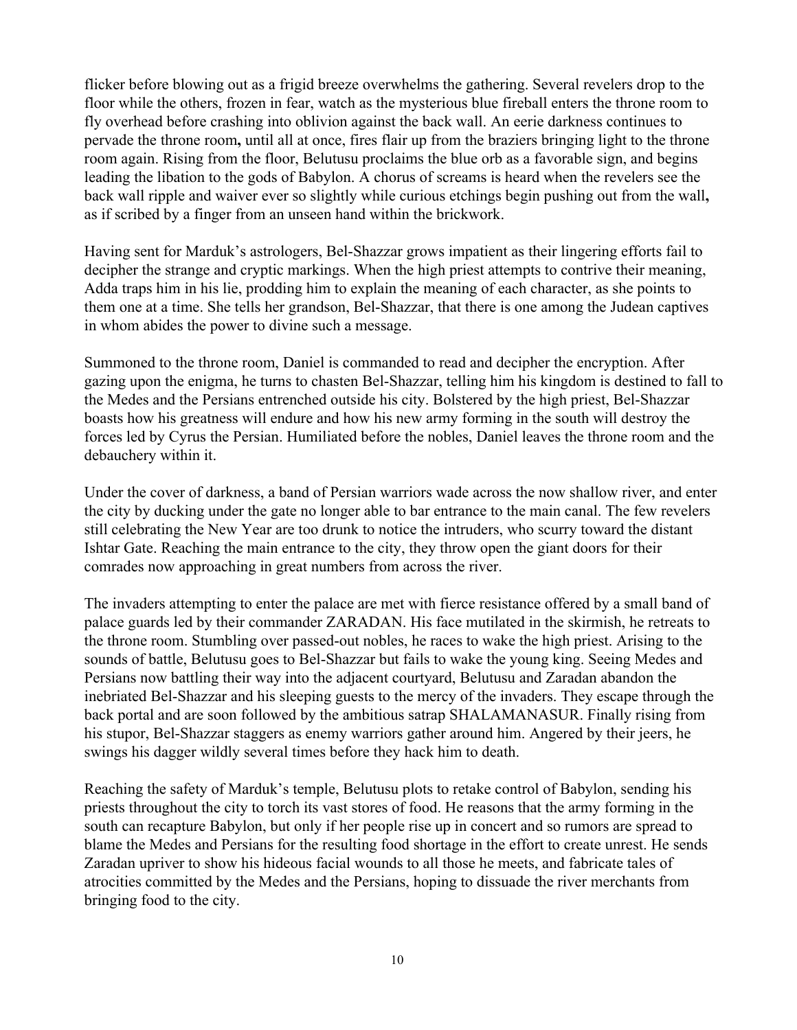flicker before blowing out as a frigid breeze overwhelms the gathering. Several revelers drop to the floor while the others, frozen in fear, watch as the mysterious blue fireball enters the throne room to fly overhead before crashing into oblivion against the back wall. An eerie darkness continues to pervade the throne room**,** until all at once, fires flair up from the braziers bringing light to the throne room again. Rising from the floor, Belutusu proclaims the blue orb as a favorable sign, and begins leading the libation to the gods of Babylon. A chorus of screams is heard when the revelers see the back wall ripple and waiver ever so slightly while curious etchings begin pushing out from the wall**,** as if scribed by a finger from an unseen hand within the brickwork.

Having sent for Marduk's astrologers, Bel-Shazzar grows impatient as their lingering efforts fail to decipher the strange and cryptic markings. When the high priest attempts to contrive their meaning, Adda traps him in his lie, prodding him to explain the meaning of each character, as she points to them one at a time. She tells her grandson, Bel-Shazzar, that there is one among the Judean captives in whom abides the power to divine such a message.

Summoned to the throne room, Daniel is commanded to read and decipher the encryption. After gazing upon the enigma, he turns to chasten Bel-Shazzar, telling him his kingdom is destined to fall to the Medes and the Persians entrenched outside his city. Bolstered by the high priest, Bel-Shazzar boasts how his greatness will endure and how his new army forming in the south will destroy the forces led by Cyrus the Persian. Humiliated before the nobles, Daniel leaves the throne room and the debauchery within it.

Under the cover of darkness, a band of Persian warriors wade across the now shallow river, and enter the city by ducking under the gate no longer able to bar entrance to the main canal. The few revelers still celebrating the New Year are too drunk to notice the intruders, who scurry toward the distant Ishtar Gate. Reaching the main entrance to the city, they throw open the giant doors for their comrades now approaching in great numbers from across the river.

The invaders attempting to enter the palace are met with fierce resistance offered by a small band of palace guards led by their commander ZARADAN. His face mutilated in the skirmish, he retreats to the throne room. Stumbling over passed-out nobles, he races to wake the high priest. Arising to the sounds of battle, Belutusu goes to Bel-Shazzar but fails to wake the young king. Seeing Medes and Persians now battling their way into the adjacent courtyard, Belutusu and Zaradan abandon the inebriated Bel-Shazzar and his sleeping guests to the mercy of the invaders. They escape through the back portal and are soon followed by the ambitious satrap SHALAMANASUR. Finally rising from his stupor, Bel-Shazzar staggers as enemy warriors gather around him. Angered by their jeers, he swings his dagger wildly several times before they hack him to death.

Reaching the safety of Marduk's temple, Belutusu plots to retake control of Babylon, sending his priests throughout the city to torch its vast stores of food. He reasons that the army forming in the south can recapture Babylon, but only if her people rise up in concert and so rumors are spread to blame the Medes and Persians for the resulting food shortage in the effort to create unrest. He sends Zaradan upriver to show his hideous facial wounds to all those he meets, and fabricate tales of atrocities committed by the Medes and the Persians, hoping to dissuade the river merchants from bringing food to the city.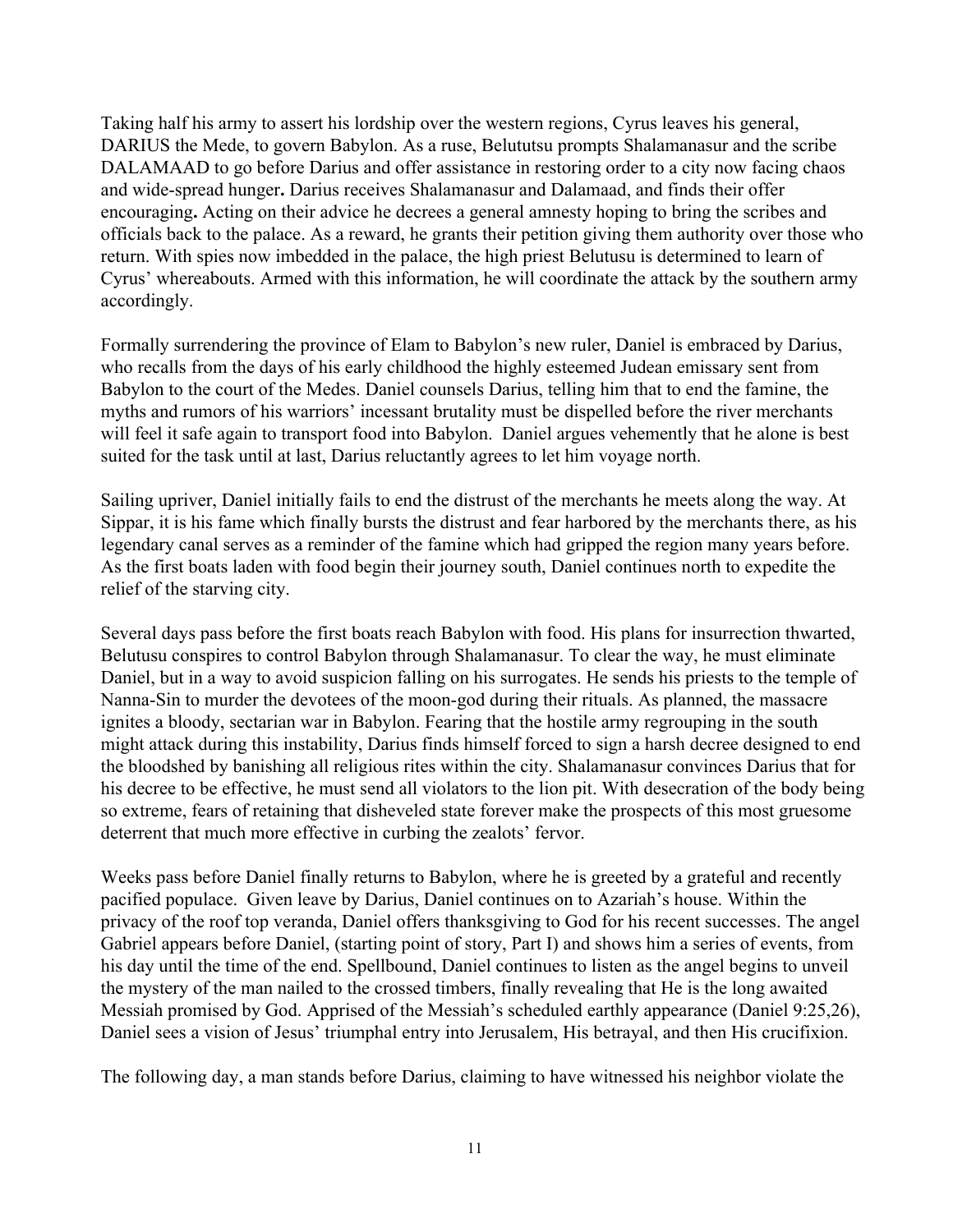Taking half his army to assert his lordship over the western regions, Cyrus leaves his general, DARIUS the Mede, to govern Babylon. As a ruse, Belututsu prompts Shalamanasur and the scribe DALAMAAD to go before Darius and offer assistance in restoring order to a city now facing chaos and wide-spread hunger**.** Darius receives Shalamanasur and Dalamaad, and finds their offer encouraging**.** Acting on their advice he decrees a general amnesty hoping to bring the scribes and officials back to the palace. As a reward, he grants their petition giving them authority over those who return. With spies now imbedded in the palace, the high priest Belutusu is determined to learn of Cyrus' whereabouts. Armed with this information, he will coordinate the attack by the southern army accordingly.

Formally surrendering the province of Elam to Babylon's new ruler, Daniel is embraced by Darius, who recalls from the days of his early childhood the highly esteemed Judean emissary sent from Babylon to the court of the Medes. Daniel counsels Darius, telling him that to end the famine, the myths and rumors of his warriors' incessant brutality must be dispelled before the river merchants will feel it safe again to transport food into Babylon. Daniel argues vehemently that he alone is best suited for the task until at last, Darius reluctantly agrees to let him voyage north.

Sailing upriver, Daniel initially fails to end the distrust of the merchants he meets along the way. At Sippar, it is his fame which finally bursts the distrust and fear harbored by the merchants there, as his legendary canal serves as a reminder of the famine which had gripped the region many years before. As the first boats laden with food begin their journey south, Daniel continues north to expedite the relief of the starving city.

Several days pass before the first boats reach Babylon with food. His plans for insurrection thwarted, Belutusu conspires to control Babylon through Shalamanasur. To clear the way, he must eliminate Daniel, but in a way to avoid suspicion falling on his surrogates. He sends his priests to the temple of Nanna-Sin to murder the devotees of the moon-god during their rituals. As planned, the massacre ignites a bloody, sectarian war in Babylon. Fearing that the hostile army regrouping in the south might attack during this instability, Darius finds himself forced to sign a harsh decree designed to end the bloodshed by banishing all religious rites within the city. Shalamanasur convinces Darius that for his decree to be effective, he must send all violators to the lion pit. With desecration of the body being so extreme, fears of retaining that disheveled state forever make the prospects of this most gruesome deterrent that much more effective in curbing the zealots' fervor.

Weeks pass before Daniel finally returns to Babylon, where he is greeted by a grateful and recently pacified populace. Given leave by Darius, Daniel continues on to Azariah's house. Within the privacy of the roof top veranda, Daniel offers thanksgiving to God for his recent successes. The angel Gabriel appears before Daniel, (starting point of story, Part I) and shows him a series of events, from his day until the time of the end. Spellbound, Daniel continues to listen as the angel begins to unveil the mystery of the man nailed to the crossed timbers, finally revealing that He is the long awaited Messiah promised by God. Apprised of the Messiah's scheduled earthly appearance (Daniel 9:25,26), Daniel sees a vision of Jesus' triumphal entry into Jerusalem, His betrayal, and then His crucifixion.

The following day, a man stands before Darius, claiming to have witnessed his neighbor violate the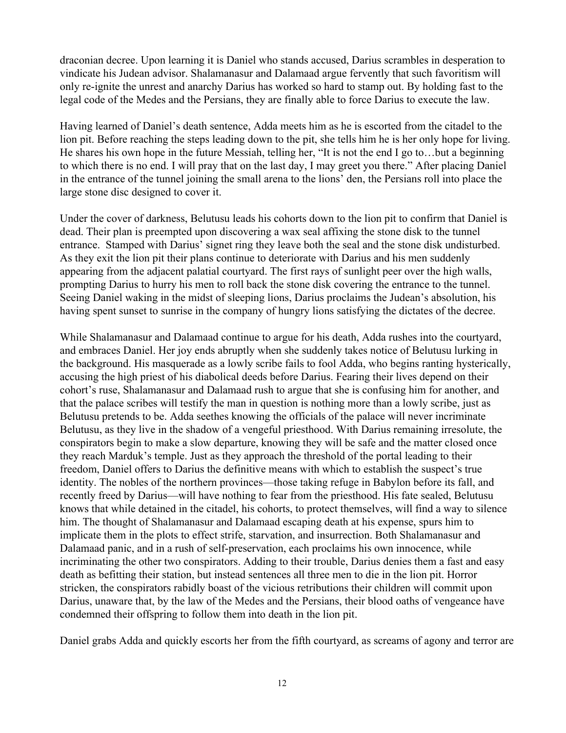draconian decree. Upon learning it is Daniel who stands accused, Darius scrambles in desperation to vindicate his Judean advisor. Shalamanasur and Dalamaad argue fervently that such favoritism will only re-ignite the unrest and anarchy Darius has worked so hard to stamp out. By holding fast to the legal code of the Medes and the Persians, they are finally able to force Darius to execute the law.

Having learned of Daniel's death sentence, Adda meets him as he is escorted from the citadel to the lion pit. Before reaching the steps leading down to the pit, she tells him he is her only hope for living. He shares his own hope in the future Messiah, telling her, "It is not the end I go to…but a beginning to which there is no end. I will pray that on the last day, I may greet you there." After placing Daniel in the entrance of the tunnel joining the small arena to the lions' den, the Persians roll into place the large stone disc designed to cover it.

Under the cover of darkness, Belutusu leads his cohorts down to the lion pit to confirm that Daniel is dead. Their plan is preempted upon discovering a wax seal affixing the stone disk to the tunnel entrance. Stamped with Darius' signet ring they leave both the seal and the stone disk undisturbed. As they exit the lion pit their plans continue to deteriorate with Darius and his men suddenly appearing from the adjacent palatial courtyard. The first rays of sunlight peer over the high walls, prompting Darius to hurry his men to roll back the stone disk covering the entrance to the tunnel. Seeing Daniel waking in the midst of sleeping lions, Darius proclaims the Judean's absolution, his having spent sunset to sunrise in the company of hungry lions satisfying the dictates of the decree.

While Shalamanasur and Dalamaad continue to argue for his death, Adda rushes into the courtyard, and embraces Daniel. Her joy ends abruptly when she suddenly takes notice of Belutusu lurking in the background. His masquerade as a lowly scribe fails to fool Adda, who begins ranting hysterically, accusing the high priest of his diabolical deeds before Darius. Fearing their lives depend on their cohort's ruse, Shalamanasur and Dalamaad rush to argue that she is confusing him for another, and that the palace scribes will testify the man in question is nothing more than a lowly scribe, just as Belutusu pretends to be. Adda seethes knowing the officials of the palace will never incriminate Belutusu, as they live in the shadow of a vengeful priesthood. With Darius remaining irresolute, the conspirators begin to make a slow departure, knowing they will be safe and the matter closed once they reach Marduk's temple. Just as they approach the threshold of the portal leading to their freedom, Daniel offers to Darius the definitive means with which to establish the suspect's true identity. The nobles of the northern provinces—those taking refuge in Babylon before its fall, and recently freed by Darius—will have nothing to fear from the priesthood. His fate sealed, Belutusu knows that while detained in the citadel, his cohorts, to protect themselves, will find a way to silence him. The thought of Shalamanasur and Dalamaad escaping death at his expense, spurs him to implicate them in the plots to effect strife, starvation, and insurrection. Both Shalamanasur and Dalamaad panic, and in a rush of self-preservation, each proclaims his own innocence, while incriminating the other two conspirators. Adding to their trouble, Darius denies them a fast and easy death as befitting their station, but instead sentences all three men to die in the lion pit. Horror stricken, the conspirators rabidly boast of the vicious retributions their children will commit upon Darius, unaware that, by the law of the Medes and the Persians, their blood oaths of vengeance have condemned their offspring to follow them into death in the lion pit.

Daniel grabs Adda and quickly escorts her from the fifth courtyard, as screams of agony and terror are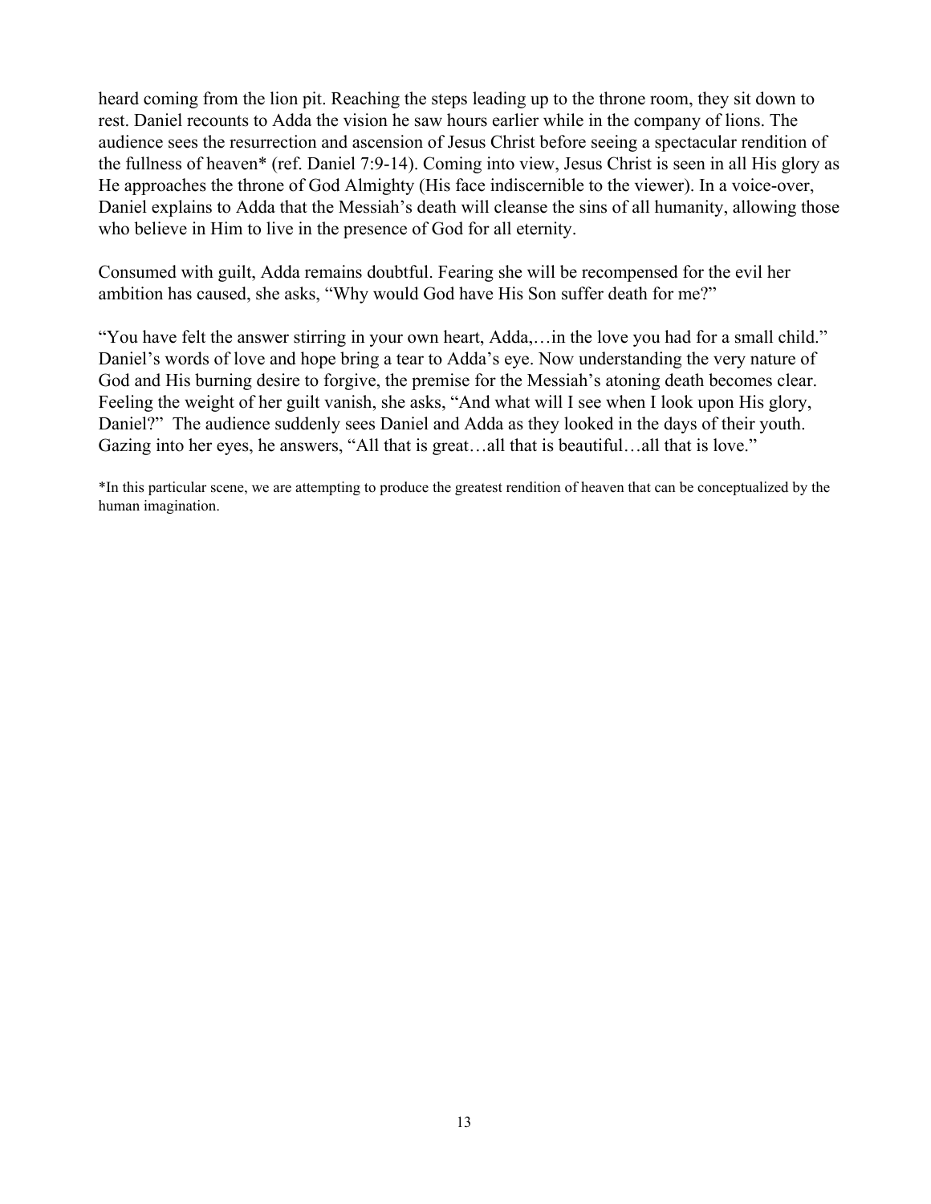heard coming from the lion pit. Reaching the steps leading up to the throne room, they sit down to rest. Daniel recounts to Adda the vision he saw hours earlier while in the company of lions. The audience sees the resurrection and ascension of Jesus Christ before seeing a spectacular rendition of the fullness of heaven* (ref. Daniel 7:9-14). Coming into view, Jesus Christ is seen in all His glory as He approaches the throne of God Almighty (His face indiscernible to the viewer). In a voice-over, Daniel explains to Adda that the Messiah's death will cleanse the sins of all humanity, allowing those who believe in Him to live in the presence of God for all eternity.

Consumed with guilt, Adda remains doubtful. Fearing she will be recompensed for the evil her ambition has caused, she asks, "Why would God have His Son suffer death for me?"

"You have felt the answer stirring in your own heart, Adda,…in the love you had for a small child." Daniel's words of love and hope bring a tear to Adda's eye. Now understanding the very nature of God and His burning desire to forgive, the premise for the Messiah's atoning death becomes clear. Feeling the weight of her guilt vanish, she asks, "And what will I see when I look upon His glory, Daniel?" The audience suddenly sees Daniel and Adda as they looked in the days of their youth. Gazing into her eyes, he answers, "All that is great…all that is beautiful…all that is love."

*In this particular scene, we are attempting to produce the greatest rendition of heaven that can be conceptualized by the human imagination.